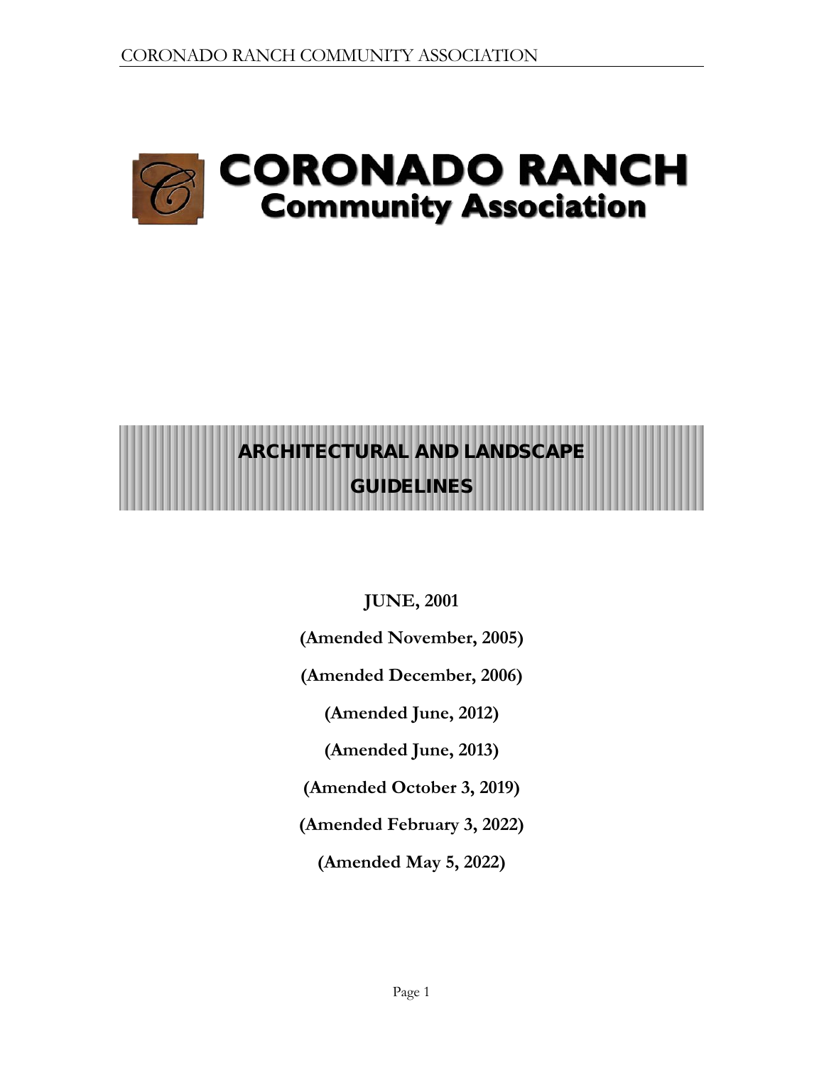# CORONADO RANCH
## Community Association

# ARCHITECTURAL AND LANDSCAPE GUIDELINES

**JUNE, 2001**

**(Amended November, 2005)**

**(Amended December, 2006)**

**(Amended June, 2012)**

**(Amended June, 2013)**

**(Amended October 3, 2019)**

**(Amended February 3, 2022)**

**(Amended May 5, 2022)**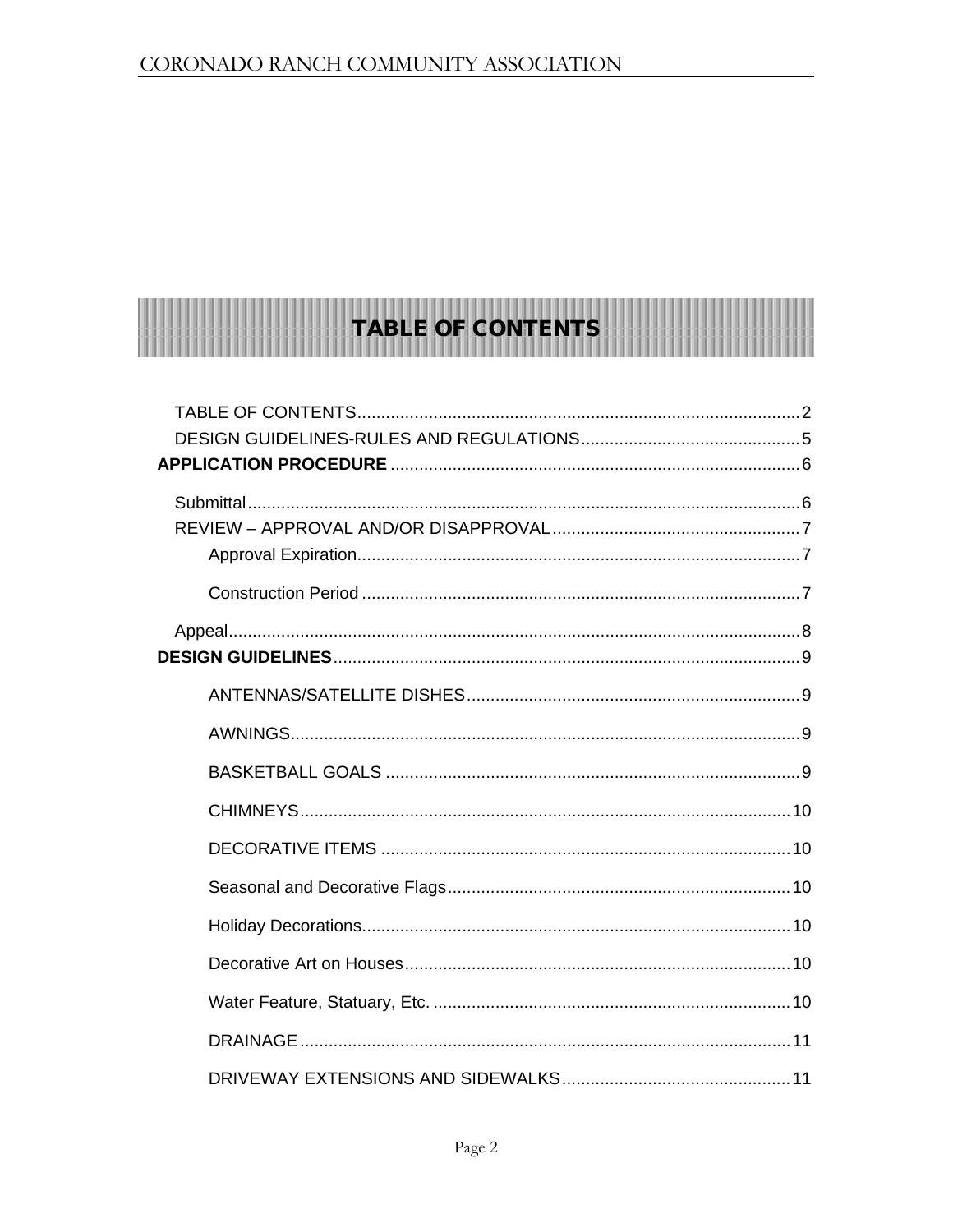# TABLE OF CONTENTS

- TABLE OF CONTENTS ........ 2
- DESIGN GUIDELINES-RULES AND REGULATIONS ........ 5

**APPLICATION PROCEDURE** ........ 6

- Submittal ........ 6
- REVIEW – APPROVAL AND/OR DISAPPROVAL ........ 7
  - Approval Expiration ........ 7
  - Construction Period ........ 7
- Appeal ........ 8

**DESIGN GUIDELINES** ........ 9

- ANTENNAS/SATELLITE DISHES ........ 9
- AWNINGS ........ 9
- BASKETBALL GOALS ........ 9
- CHIMNEYS ........ 10
- DECORATIVE ITEMS ........ 10
- Seasonal and Decorative Flags ........ 10
- Holiday Decorations ........ 10
- Decorative Art on Houses ........ 10
- Water Feature, Statuary, Etc. ........ 10
- DRAINAGE ........ 11
- DRIVEWAY EXTENSIONS AND SIDEWALKS ........ 11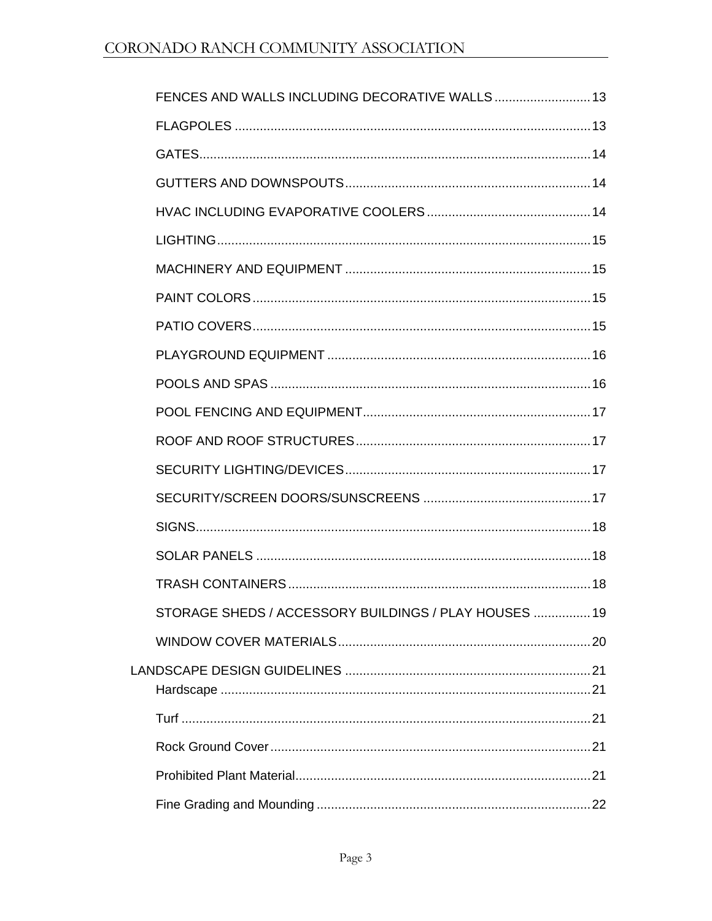FENCES AND WALLS INCLUDING DECORATIVE WALLS ........................... 13

FLAGPOLES ........................................................................................... 13

GATES .................................................................................................... 14

GUTTERS AND DOWNSPOUTS .............................................................. 14

HVAC INCLUDING EVAPORATIVE COOLERS ............................................. 14

LIGHTING ............................................................................................... 15

MACHINERY AND EQUIPMENT .............................................................. 15

PAINT COLORS ...................................................................................... 15

PATIO COVERS ...................................................................................... 15

PLAYGROUND EQUIPMENT ................................................................... 16

POOLS AND SPAS .................................................................................. 16

POOL FENCING AND EQUIPMENT .......................................................... 17

ROOF AND ROOF STRUCTURES ............................................................ 17

SECURITY LIGHTING/DEVICES .............................................................. 17

SECURITY/SCREEN DOORS/SUNSCREENS .............................................. 17

SIGNS ..................................................................................................... 18

SOLAR PANELS ...................................................................................... 18

TRASH CONTAINERS ............................................................................. 18

STORAGE SHEDS / ACCESSORY BUILDINGS / PLAY HOUSES ................ 19

WINDOW COVER MATERIALS ................................................................ 20

LANDSCAPE DESIGN GUIDELINES ............................................................ 21

Hardscape .............................................................................................. 21

Turf ......................................................................................................... 21

Rock Ground Cover .................................................................................. 21

Prohibited Plant Material ........................................................................... 21

Fine Grading and Mounding ...................................................................... 22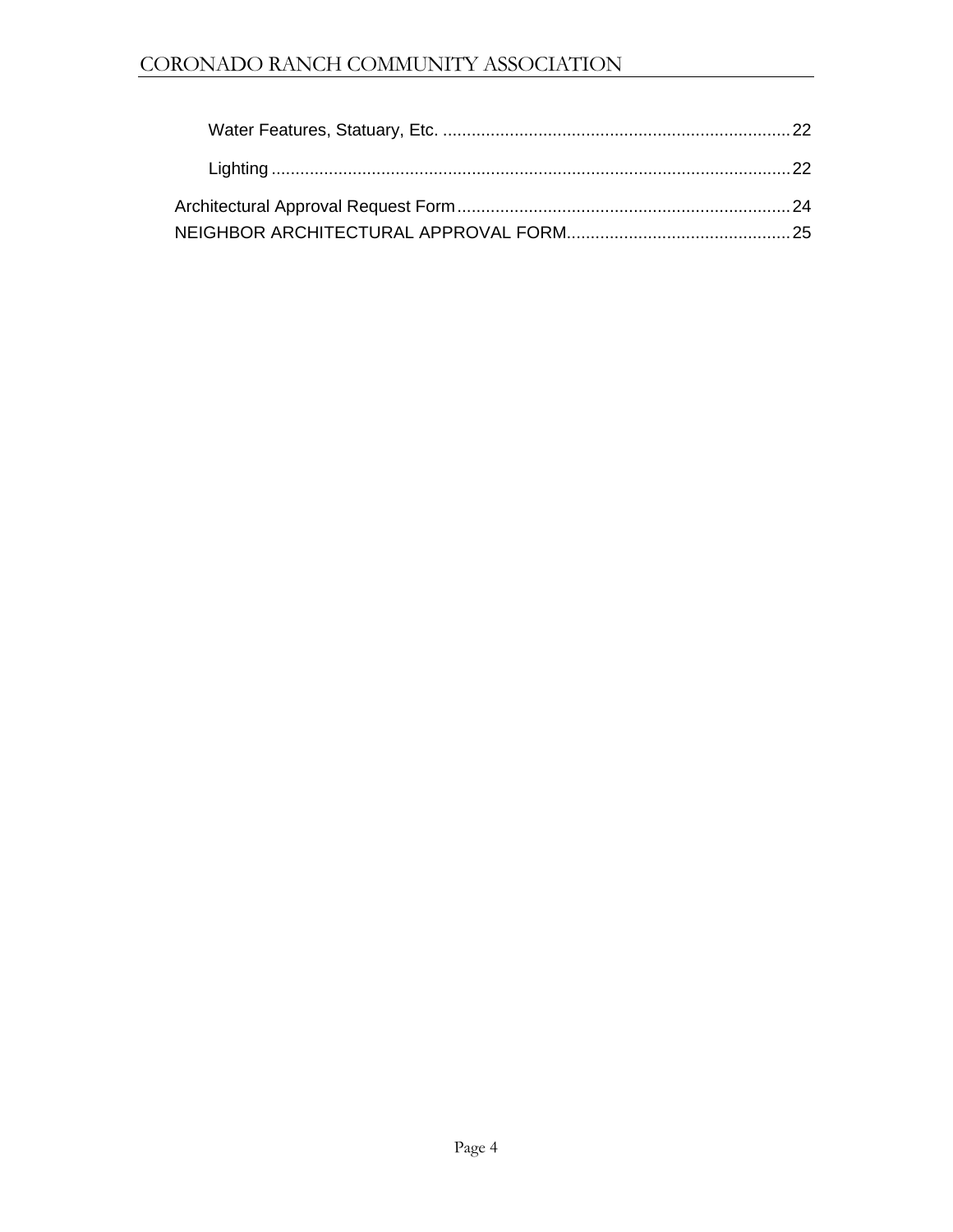Water Features, Statuary, Etc. ........................................................................ 22

Lighting .......................................................................................................... 22

Architectural Approval Request Form ..................................................................... 24

NEIGHBOR ARCHITECTURAL APPROVAL FORM............................................... 25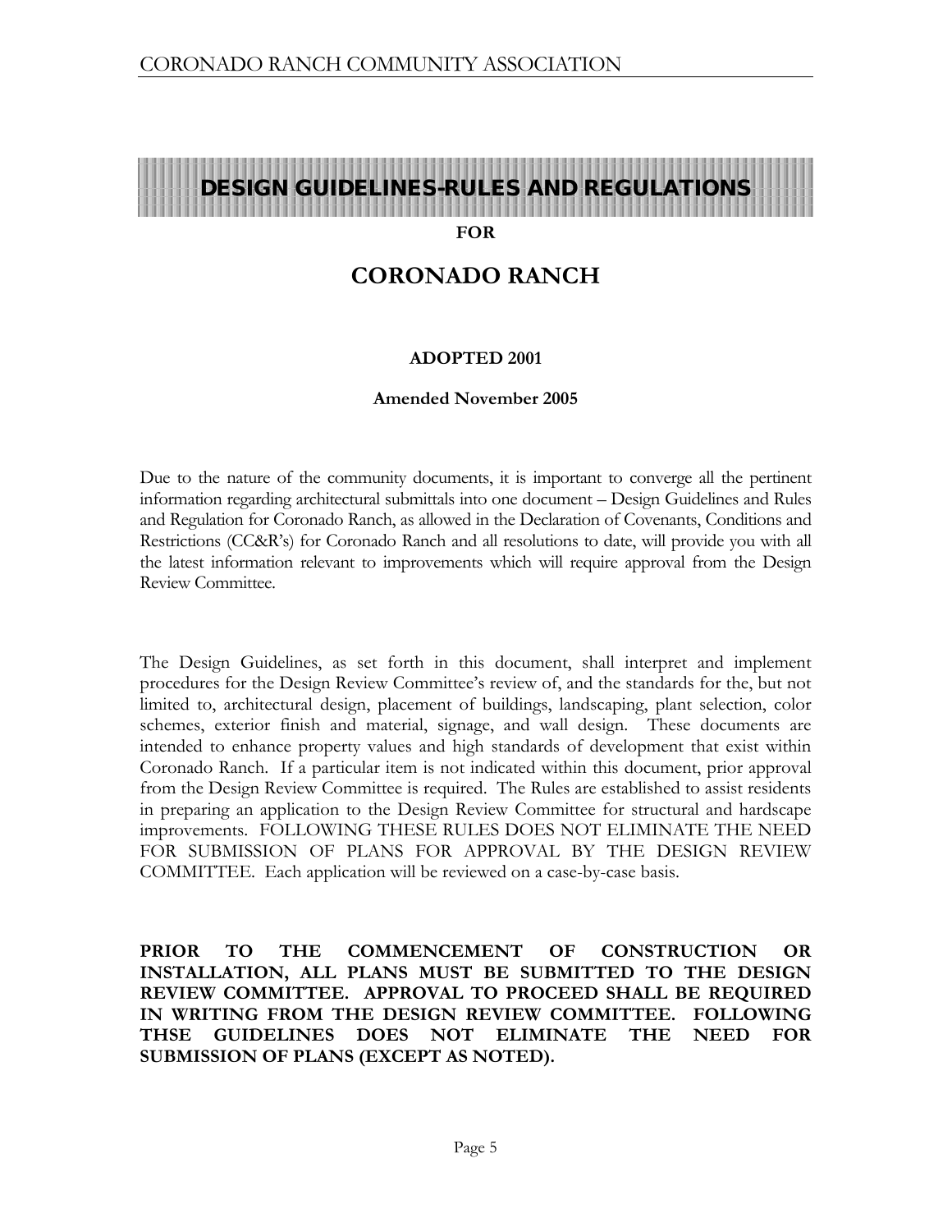# DESIGN GUIDELINES-RULES AND REGULATIONS

**FOR**

## CORONADO RANCH

**ADOPTED 2001**

**Amended November 2005**

Due to the nature of the community documents, it is important to converge all the pertinent information regarding architectural submittals into one document – Design Guidelines and Rules and Regulation for Coronado Ranch, as allowed in the Declaration of Covenants, Conditions and Restrictions (CC&R's) for Coronado Ranch and all resolutions to date, will provide you with all the latest information relevant to improvements which will require approval from the Design Review Committee.

The Design Guidelines, as set forth in this document, shall interpret and implement procedures for the Design Review Committee's review of, and the standards for the, but not limited to, architectural design, placement of buildings, landscaping, plant selection, color schemes, exterior finish and material, signage, and wall design. These documents are intended to enhance property values and high standards of development that exist within Coronado Ranch. If a particular item is not indicated within this document, prior approval from the Design Review Committee is required. The Rules are established to assist residents in preparing an application to the Design Review Committee for structural and hardscape improvements. FOLLOWING THESE RULES DOES NOT ELIMINATE THE NEED FOR SUBMISSION OF PLANS FOR APPROVAL BY THE DESIGN REVIEW COMMITTEE. Each application will be reviewed on a case-by-case basis.

**PRIOR TO THE COMMENCEMENT OF CONSTRUCTION OR INSTALLATION, ALL PLANS MUST BE SUBMITTED TO THE DESIGN REVIEW COMMITTEE. APPROVAL TO PROCEED SHALL BE REQUIRED IN WRITING FROM THE DESIGN REVIEW COMMITTEE. FOLLOWING THSE GUIDELINES DOES NOT ELIMINATE THE NEED FOR SUBMISSION OF PLANS (EXCEPT AS NOTED).**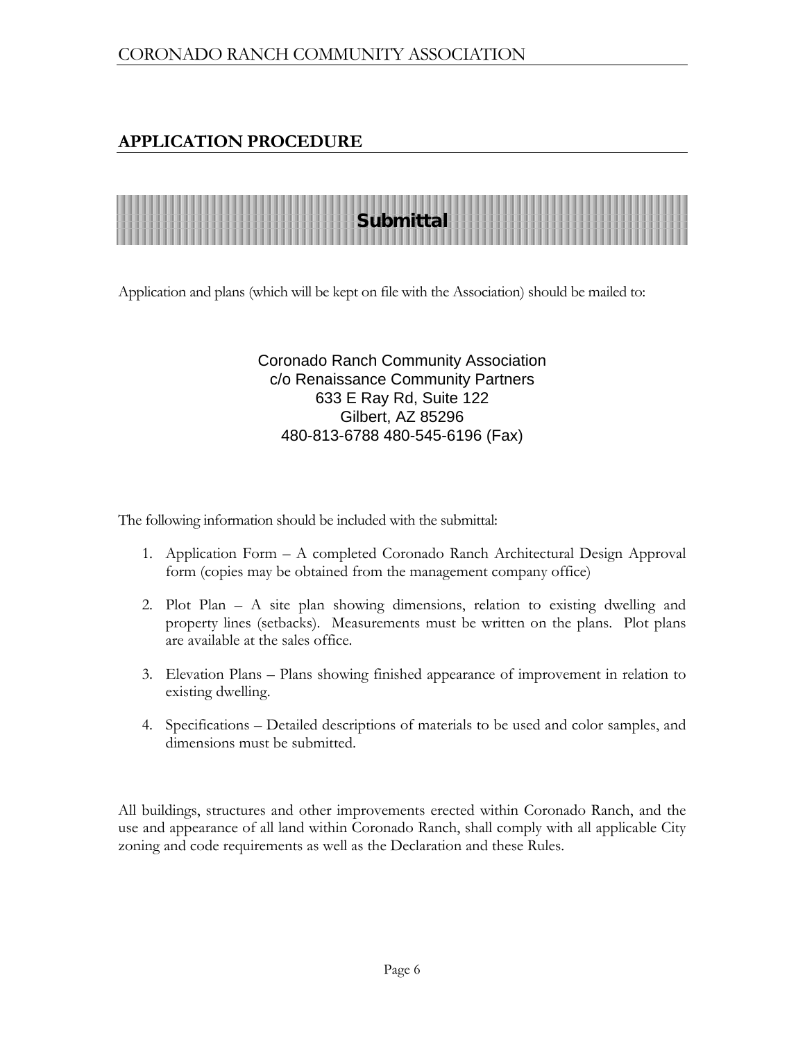## APPLICATION PROCEDURE

### Submittal

Application and plans (which will be kept on file with the Association) should be mailed to:

Coronado Ranch Community Association
c/o Renaissance Community Partners
633 E Ray Rd, Suite 122
Gilbert, AZ 85296
480-813-6788 480-545-6196 (Fax)

The following information should be included with the submittal:

1. Application Form – A completed Coronado Ranch Architectural Design Approval form (copies may be obtained from the management company office)

2. Plot Plan – A site plan showing dimensions, relation to existing dwelling and property lines (setbacks). Measurements must be written on the plans. Plot plans are available at the sales office.

3. Elevation Plans – Plans showing finished appearance of improvement in relation to existing dwelling.

4. Specifications – Detailed descriptions of materials to be used and color samples, and dimensions must be submitted.

All buildings, structures and other improvements erected within Coronado Ranch, and the use and appearance of all land within Coronado Ranch, shall comply with all applicable City zoning and code requirements as well as the Declaration and these Rules.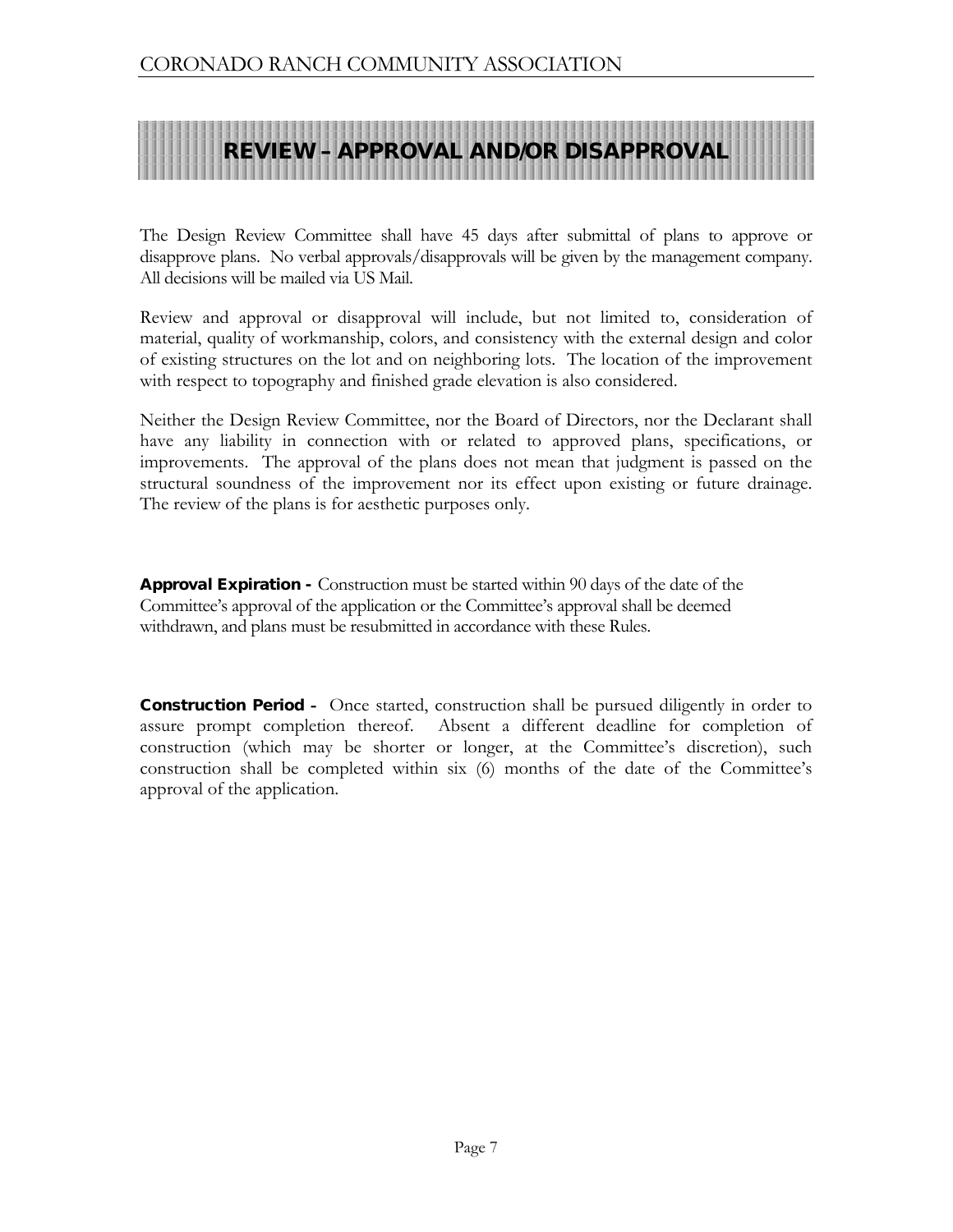# REVIEW – APPROVAL AND/OR DISAPPROVAL

The Design Review Committee shall have 45 days after submittal of plans to approve or disapprove plans. No verbal approvals/disapprovals will be given by the management company. All decisions will be mailed via US Mail.

Review and approval or disapproval will include, but not limited to, consideration of material, quality of workmanship, colors, and consistency with the external design and color of existing structures on the lot and on neighboring lots. The location of the improvement with respect to topography and finished grade elevation is also considered.

Neither the Design Review Committee, nor the Board of Directors, nor the Declarant shall have any liability in connection with or related to approved plans, specifications, or improvements. The approval of the plans does not mean that judgment is passed on the structural soundness of the improvement nor its effect upon existing or future drainage. The review of the plans is for aesthetic purposes only.

**Approval Expiration -** Construction must be started within 90 days of the date of the Committee's approval of the application or the Committee's approval shall be deemed withdrawn, and plans must be resubmitted in accordance with these Rules.

**Construction Period -** Once started, construction shall be pursued diligently in order to assure prompt completion thereof. Absent a different deadline for completion of construction (which may be shorter or longer, at the Committee's discretion), such construction shall be completed within six (6) months of the date of the Committee's approval of the application.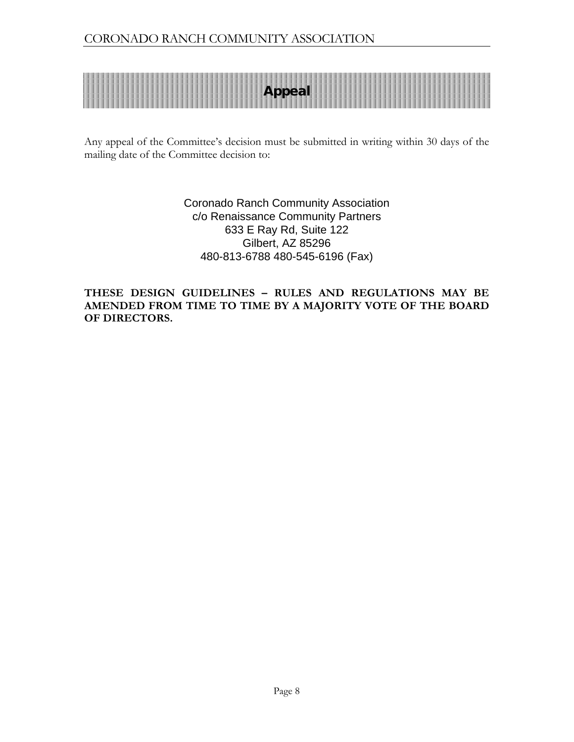## Appeal

Any appeal of the Committee's decision must be submitted in writing within 30 days of the mailing date of the Committee decision to:

Coronado Ranch Community Association
c/o Renaissance Community Partners
633 E Ray Rd, Suite 122
Gilbert, AZ 85296
480-813-6788 480-545-6196 (Fax)

**THESE DESIGN GUIDELINES – RULES AND REGULATIONS MAY BE AMENDED FROM TIME TO TIME BY A MAJORITY VOTE OF THE BOARD OF DIRECTORS.**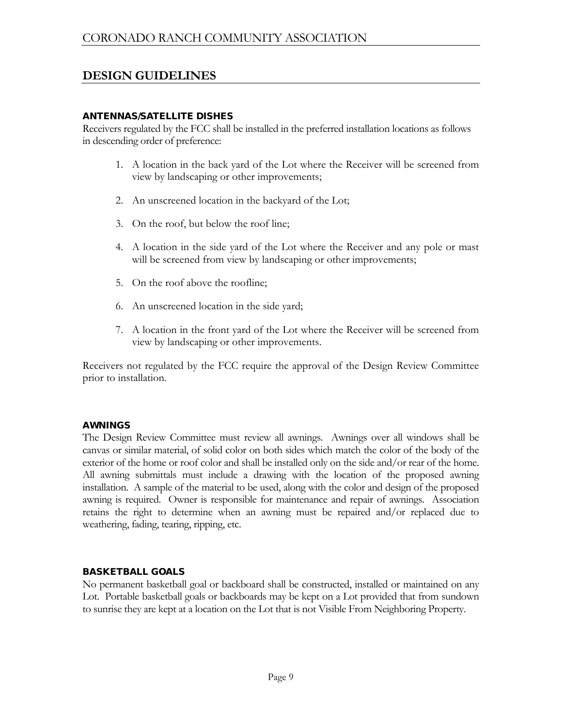## DESIGN GUIDELINES

### ANTENNAS/SATELLITE DISHES

Receivers regulated by the FCC shall be installed in the preferred installation locations as follows in descending order of preference:

1. A location in the back yard of the Lot where the Receiver will be screened from view by landscaping or other improvements;
2. An unscreened location in the backyard of the Lot;
3. On the roof, but below the roof line;
4. A location in the side yard of the Lot where the Receiver and any pole or mast will be screened from view by landscaping or other improvements;
5. On the roof above the roofline;
6. An unscreened location in the side yard;
7. A location in the front yard of the Lot where the Receiver will be screened from view by landscaping or other improvements.

Receivers not regulated by the FCC require the approval of the Design Review Committee prior to installation.

### AWNINGS

The Design Review Committee must review all awnings. Awnings over all windows shall be canvas or similar material, of solid color on both sides which match the color of the body of the exterior of the home or roof color and shall be installed only on the side and/or rear of the home. All awning submittals must include a drawing with the location of the proposed awning installation. A sample of the material to be used, along with the color and design of the proposed awning is required. Owner is responsible for maintenance and repair of awnings. Association retains the right to determine when an awning must be repaired and/or replaced due to weathering, fading, tearing, ripping, etc.

### BASKETBALL GOALS

No permanent basketball goal or backboard shall be constructed, installed or maintained on any Lot. Portable basketball goals or backboards may be kept on a Lot provided that from sundown to sunrise they are kept at a location on the Lot that is not Visible From Neighboring Property.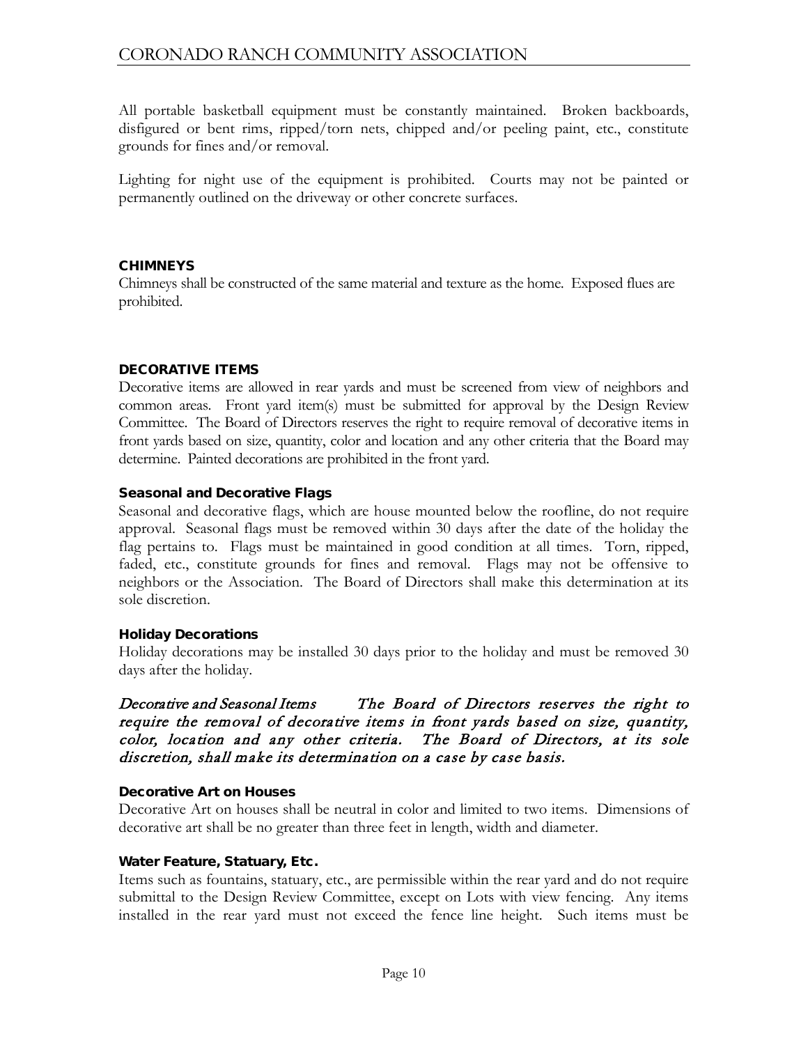All portable basketball equipment must be constantly maintained. Broken backboards, disfigured or bent rims, ripped/torn nets, chipped and/or peeling paint, etc., constitute grounds for fines and/or removal.

Lighting for night use of the equipment is prohibited. Courts may not be painted or permanently outlined on the driveway or other concrete surfaces.

## CHIMNEYS

Chimneys shall be constructed of the same material and texture as the home. Exposed flues are prohibited.

## DECORATIVE ITEMS

Decorative items are allowed in rear yards and must be screened from view of neighbors and common areas. Front yard item(s) must be submitted for approval by the Design Review Committee. The Board of Directors reserves the right to require removal of decorative items in front yards based on size, quantity, color and location and any other criteria that the Board may determine. Painted decorations are prohibited in the front yard.

### Seasonal and Decorative Flags

Seasonal and decorative flags, which are house mounted below the roofline, do not require approval. Seasonal flags must be removed within 30 days after the date of the holiday the flag pertains to. Flags must be maintained in good condition at all times. Torn, ripped, faded, etc., constitute grounds for fines and removal. Flags may not be offensive to neighbors or the Association. The Board of Directors shall make this determination at its sole discretion.

### Holiday Decorations

Holiday decorations may be installed 30 days prior to the holiday and must be removed 30 days after the holiday.

*Decorative and Seasonal Items* *The Board of Directors reserves the right to require the removal of decorative items in front yards based on size, quantity, color, location and any other criteria. The Board of Directors, at its sole discretion, shall make its determination on a case by case basis.*

### Decorative Art on Houses

Decorative Art on houses shall be neutral in color and limited to two items. Dimensions of decorative art shall be no greater than three feet in length, width and diameter.

### Water Feature, Statuary, Etc.

Items such as fountains, statuary, etc., are permissible within the rear yard and do not require submittal to the Design Review Committee, except on Lots with view fencing. Any items installed in the rear yard must not exceed the fence line height. Such items must be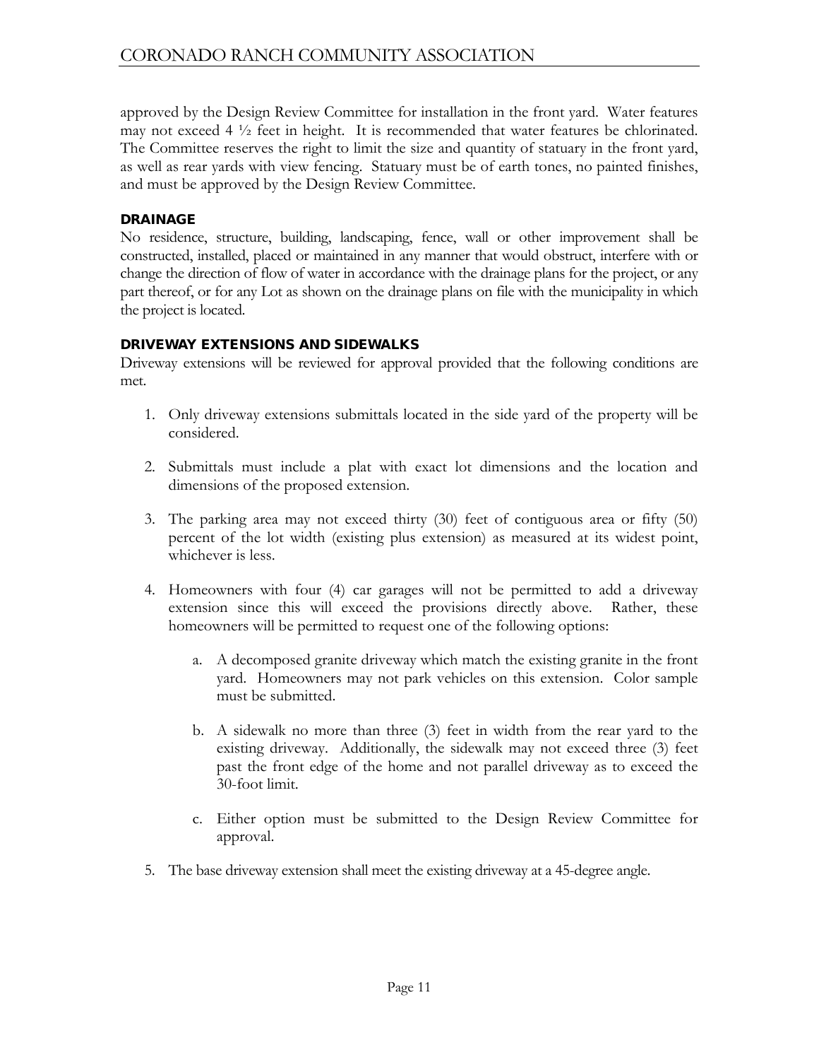approved by the Design Review Committee for installation in the front yard. Water features may not exceed 4 ½ feet in height. It is recommended that water features be chlorinated. The Committee reserves the right to limit the size and quantity of statuary in the front yard, as well as rear yards with view fencing. Statuary must be of earth tones, no painted finishes, and must be approved by the Design Review Committee.

### DRAINAGE

No residence, structure, building, landscaping, fence, wall or other improvement shall be constructed, installed, placed or maintained in any manner that would obstruct, interfere with or change the direction of flow of water in accordance with the drainage plans for the project, or any part thereof, or for any Lot as shown on the drainage plans on file with the municipality in which the project is located.

### DRIVEWAY EXTENSIONS AND SIDEWALKS

Driveway extensions will be reviewed for approval provided that the following conditions are met.

1. Only driveway extensions submittals located in the side yard of the property will be considered.

2. Submittals must include a plat with exact lot dimensions and the location and dimensions of the proposed extension.

3. The parking area may not exceed thirty (30) feet of contiguous area or fifty (50) percent of the lot width (existing plus extension) as measured at its widest point, whichever is less.

4. Homeowners with four (4) car garages will not be permitted to add a driveway extension since this will exceed the provisions directly above. Rather, these homeowners will be permitted to request one of the following options:

   a. A decomposed granite driveway which match the existing granite in the front yard. Homeowners may not park vehicles on this extension. Color sample must be submitted.

   b. A sidewalk no more than three (3) feet in width from the rear yard to the existing driveway. Additionally, the sidewalk may not exceed three (3) feet past the front edge of the home and not parallel driveway as to exceed the 30-foot limit.

   c. Either option must be submitted to the Design Review Committee for approval.

5. The base driveway extension shall meet the existing driveway at a 45-degree angle.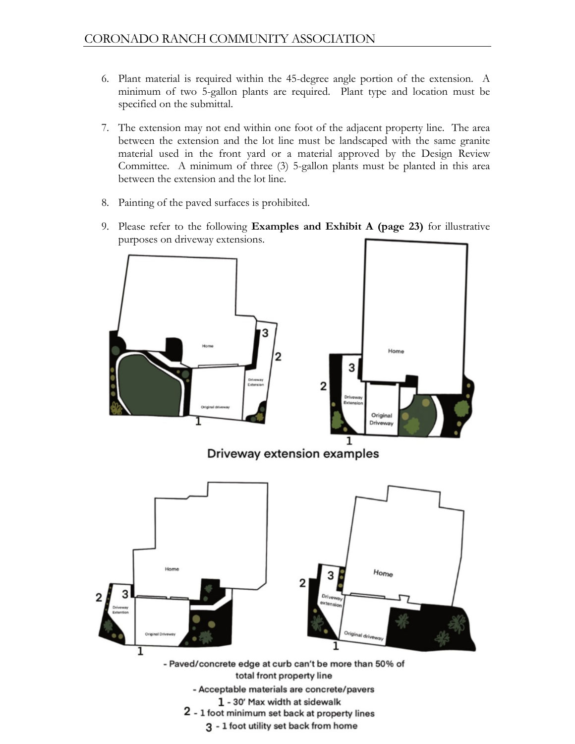6. Plant material is required within the 45-degree angle portion of the extension. A minimum of two 5-gallon plants are required. Plant type and location must be specified on the submittal.

7. The extension may not end within one foot of the adjacent property line. The area between the extension and the lot line must be landscaped with the same granite material used in the front yard or a material approved by the Design Review Committee. A minimum of three (3) 5-gallon plants must be planted in this area between the extension and the lot line.

8. Painting of the paved surfaces is prohibited.

9. Please refer to the following **Examples and Exhibit A (page 23)** for illustrative purposes on driveway extensions.

Home
Driveway Extension
Original driveway
1
2
3

Home
Driveway Extension
Original Driveway
1
2
3

**Driveway extension examples**

Home
Driveway Extention
Original Driveway
1
2
3

Home
Driveway extension
Original driveway
1
2
3

- Paved/concrete edge at curb can't be more than 50% of total front property line
- Acceptable materials are concrete/pavers

1 - 30' Max width at sidewalk
2 - 1 foot minimum set back at property lines
3 - 1 foot utility set back from home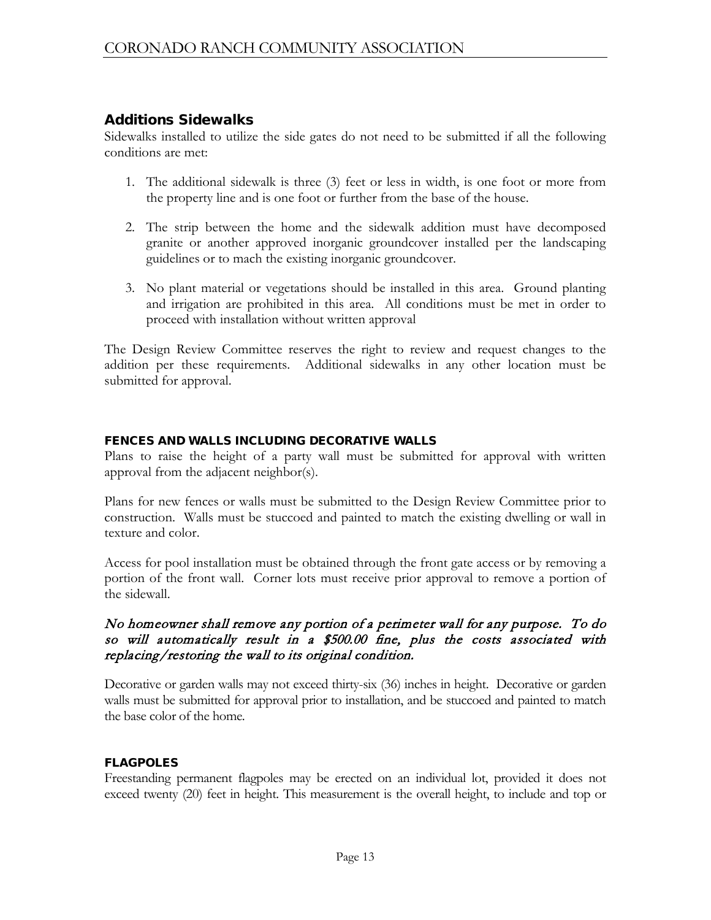## Additions Sidewalks

Sidewalks installed to utilize the side gates do not need to be submitted if all the following conditions are met:

1. The additional sidewalk is three (3) feet or less in width, is one foot or more from the property line and is one foot or further from the base of the house.
2. The strip between the home and the sidewalk addition must have decomposed granite or another approved inorganic groundcover installed per the landscaping guidelines or to mach the existing inorganic groundcover.
3. No plant material or vegetations should be installed in this area. Ground planting and irrigation are prohibited in this area. All conditions must be met in order to proceed with installation without written approval

The Design Review Committee reserves the right to review and request changes to the addition per these requirements. Additional sidewalks in any other location must be submitted for approval.

### FENCES AND WALLS INCLUDING DECORATIVE WALLS

Plans to raise the height of a party wall must be submitted for approval with written approval from the adjacent neighbor(s).

Plans for new fences or walls must be submitted to the Design Review Committee prior to construction. Walls must be stuccoed and painted to match the existing dwelling or wall in texture and color.

Access for pool installation must be obtained through the front gate access or by removing a portion of the front wall. Corner lots must receive prior approval to remove a portion of the sidewall.

*No homeowner shall remove any portion of a perimeter wall for any purpose. To do so will automatically result in a $500.00 fine, plus the costs associated with replacing/restoring the wall to its original condition.*

Decorative or garden walls may not exceed thirty-six (36) inches in height. Decorative or garden walls must be submitted for approval prior to installation, and be stuccoed and painted to match the base color of the home.

### FLAGPOLES

Freestanding permanent flagpoles may be erected on an individual lot, provided it does not exceed twenty (20) feet in height. This measurement is the overall height, to include and top or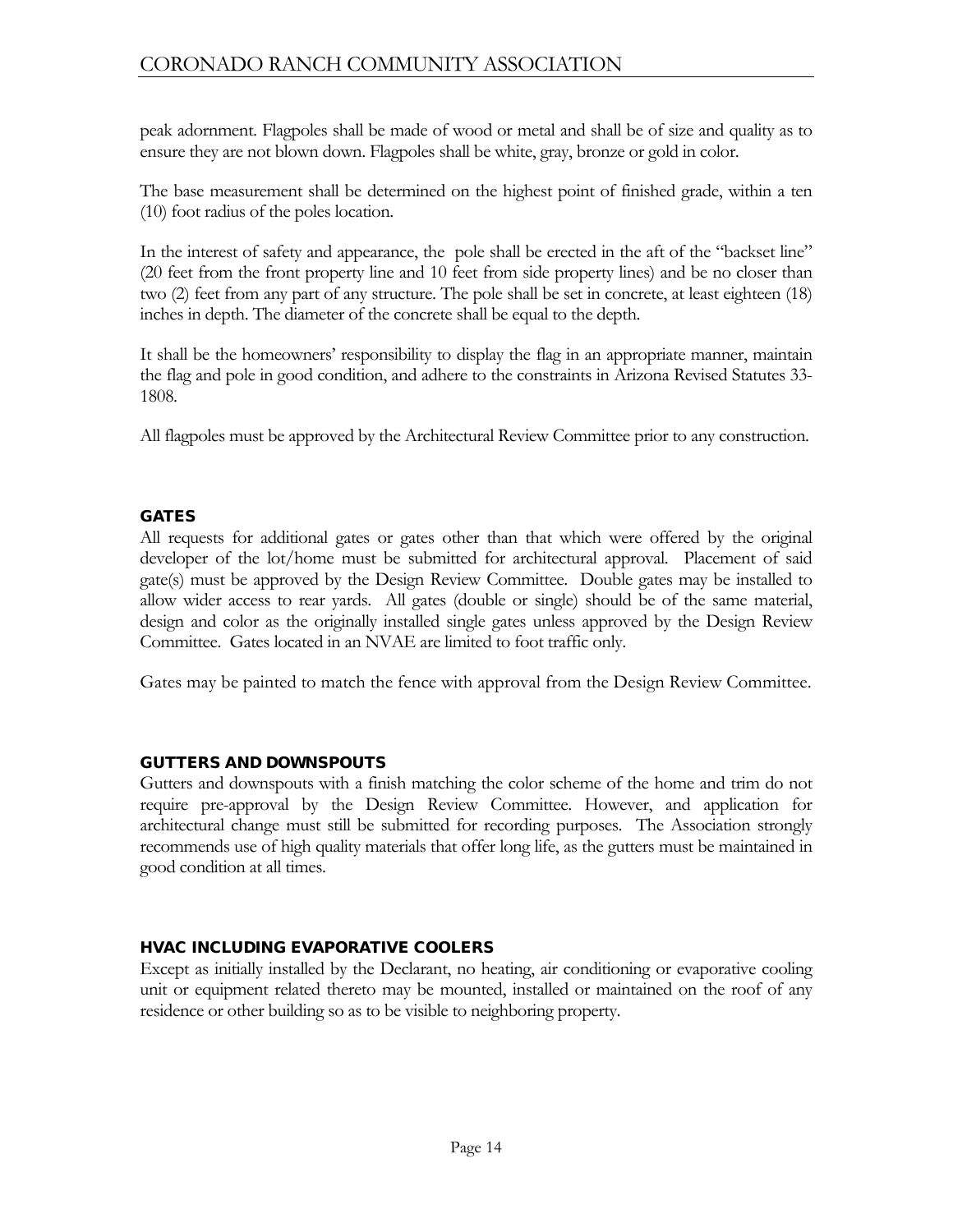peak adornment. Flagpoles shall be made of wood or metal and shall be of size and quality as to ensure they are not blown down. Flagpoles shall be white, gray, bronze or gold in color.

The base measurement shall be determined on the highest point of finished grade, within a ten (10) foot radius of the poles location.

In the interest of safety and appearance, the pole shall be erected in the aft of the "backset line" (20 feet from the front property line and 10 feet from side property lines) and be no closer than two (2) feet from any part of any structure. The pole shall be set in concrete, at least eighteen (18) inches in depth. The diameter of the concrete shall be equal to the depth.

It shall be the homeowners' responsibility to display the flag in an appropriate manner, maintain the flag and pole in good condition, and adhere to the constraints in Arizona Revised Statutes 33-1808.

All flagpoles must be approved by the Architectural Review Committee prior to any construction.

## GATES

All requests for additional gates or gates other than that which were offered by the original developer of the lot/home must be submitted for architectural approval. Placement of said gate(s) must be approved by the Design Review Committee. Double gates may be installed to allow wider access to rear yards. All gates (double or single) should be of the same material, design and color as the originally installed single gates unless approved by the Design Review Committee. Gates located in an NVAE are limited to foot traffic only.

Gates may be painted to match the fence with approval from the Design Review Committee.

## GUTTERS AND DOWNSPOUTS

Gutters and downspouts with a finish matching the color scheme of the home and trim do not require pre-approval by the Design Review Committee. However, and application for architectural change must still be submitted for recording purposes. The Association strongly recommends use of high quality materials that offer long life, as the gutters must be maintained in good condition at all times.

## HVAC INCLUDING EVAPORATIVE COOLERS

Except as initially installed by the Declarant, no heating, air conditioning or evaporative cooling unit or equipment related thereto may be mounted, installed or maintained on the roof of any residence or other building so as to be visible to neighboring property.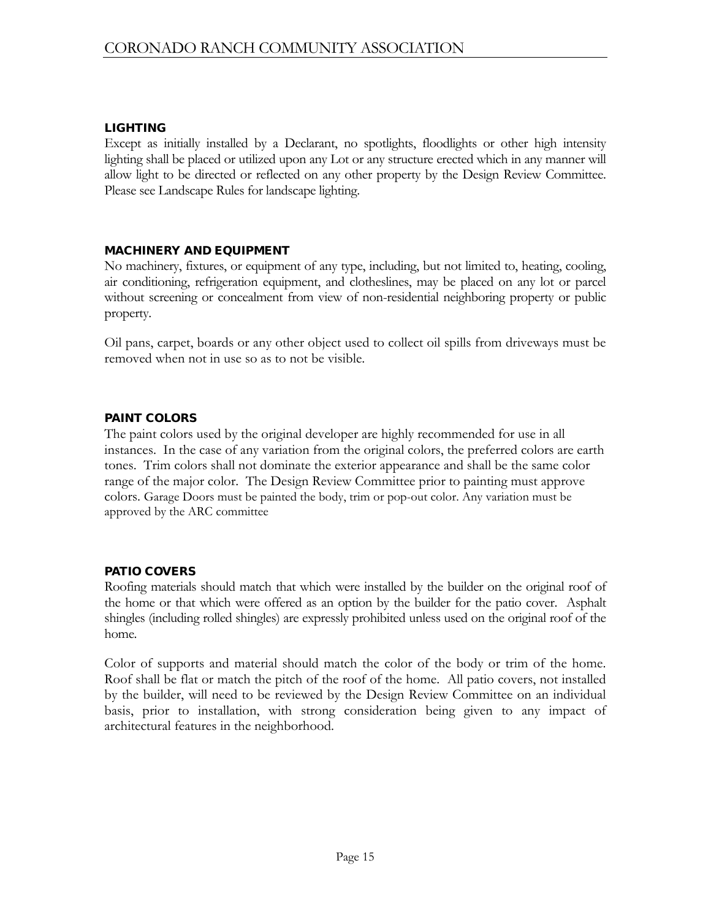### LIGHTING

Except as initially installed by a Declarant, no spotlights, floodlights or other high intensity lighting shall be placed or utilized upon any Lot or any structure erected which in any manner will allow light to be directed or reflected on any other property by the Design Review Committee. Please see Landscape Rules for landscape lighting.

### MACHINERY AND EQUIPMENT

No machinery, fixtures, or equipment of any type, including, but not limited to, heating, cooling, air conditioning, refrigeration equipment, and clotheslines, may be placed on any lot or parcel without screening or concealment from view of non-residential neighboring property or public property.

Oil pans, carpet, boards or any other object used to collect oil spills from driveways must be removed when not in use so as to not be visible.

### PAINT COLORS

The paint colors used by the original developer are highly recommended for use in all instances. In the case of any variation from the original colors, the preferred colors are earth tones. Trim colors shall not dominate the exterior appearance and shall be the same color range of the major color. The Design Review Committee prior to painting must approve colors. Garage Doors must be painted the body, trim or pop-out color. Any variation must be approved by the ARC committee

### PATIO COVERS

Roofing materials should match that which were installed by the builder on the original roof of the home or that which were offered as an option by the builder for the patio cover. Asphalt shingles (including rolled shingles) are expressly prohibited unless used on the original roof of the home.

Color of supports and material should match the color of the body or trim of the home. Roof shall be flat or match the pitch of the roof of the home. All patio covers, not installed by the builder, will need to be reviewed by the Design Review Committee on an individual basis, prior to installation, with strong consideration being given to any impact of architectural features in the neighborhood.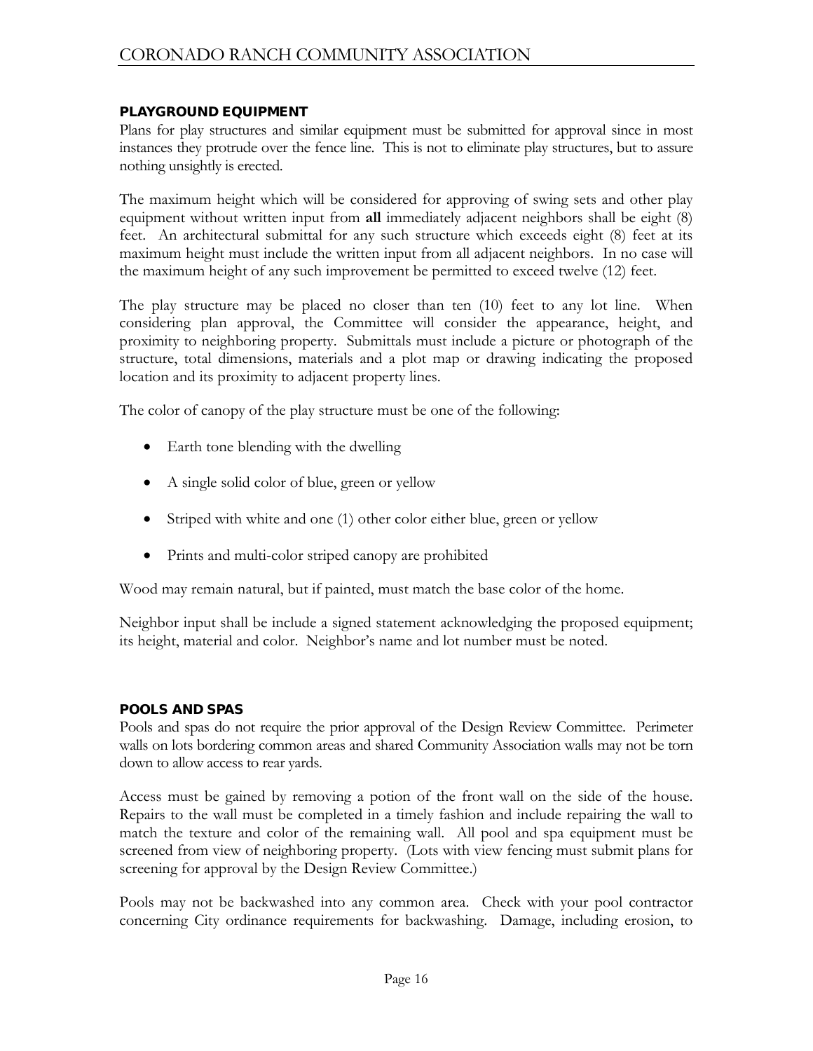## PLAYGROUND EQUIPMENT

Plans for play structures and similar equipment must be submitted for approval since in most instances they protrude over the fence line. This is not to eliminate play structures, but to assure nothing unsightly is erected.

The maximum height which will be considered for approving of swing sets and other play equipment without written input from **all** immediately adjacent neighbors shall be eight (8) feet. An architectural submittal for any such structure which exceeds eight (8) feet at its maximum height must include the written input from all adjacent neighbors. In no case will the maximum height of any such improvement be permitted to exceed twelve (12) feet.

The play structure may be placed no closer than ten (10) feet to any lot line. When considering plan approval, the Committee will consider the appearance, height, and proximity to neighboring property. Submittals must include a picture or photograph of the structure, total dimensions, materials and a plot map or drawing indicating the proposed location and its proximity to adjacent property lines.

The color of canopy of the play structure must be one of the following:

- Earth tone blending with the dwelling
- A single solid color of blue, green or yellow
- Striped with white and one (1) other color either blue, green or yellow
- Prints and multi-color striped canopy are prohibited

Wood may remain natural, but if painted, must match the base color of the home.

Neighbor input shall be include a signed statement acknowledging the proposed equipment; its height, material and color. Neighbor's name and lot number must be noted.

## POOLS AND SPAS

Pools and spas do not require the prior approval of the Design Review Committee. Perimeter walls on lots bordering common areas and shared Community Association walls may not be torn down to allow access to rear yards.

Access must be gained by removing a potion of the front wall on the side of the house. Repairs to the wall must be completed in a timely fashion and include repairing the wall to match the texture and color of the remaining wall. All pool and spa equipment must be screened from view of neighboring property. (Lots with view fencing must submit plans for screening for approval by the Design Review Committee.)

Pools may not be backwashed into any common area. Check with your pool contractor concerning City ordinance requirements for backwashing. Damage, including erosion, to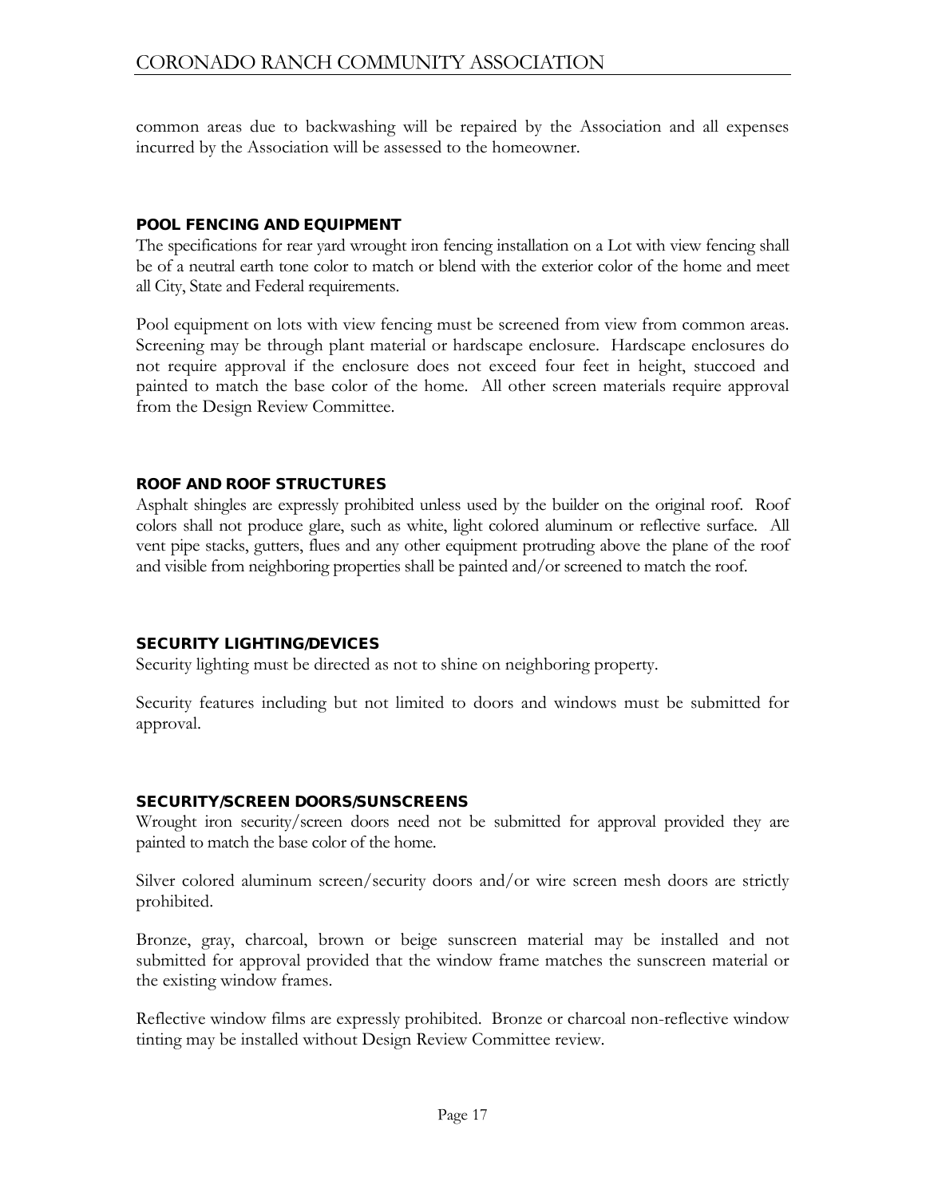common areas due to backwashing will be repaired by the Association and all expenses incurred by the Association will be assessed to the homeowner.

### POOL FENCING AND EQUIPMENT

The specifications for rear yard wrought iron fencing installation on a Lot with view fencing shall be of a neutral earth tone color to match or blend with the exterior color of the home and meet all City, State and Federal requirements.

Pool equipment on lots with view fencing must be screened from view from common areas. Screening may be through plant material or hardscape enclosure. Hardscape enclosures do not require approval if the enclosure does not exceed four feet in height, stuccoed and painted to match the base color of the home. All other screen materials require approval from the Design Review Committee.

### ROOF AND ROOF STRUCTURES

Asphalt shingles are expressly prohibited unless used by the builder on the original roof. Roof colors shall not produce glare, such as white, light colored aluminum or reflective surface. All vent pipe stacks, gutters, flues and any other equipment protruding above the plane of the roof and visible from neighboring properties shall be painted and/or screened to match the roof.

### SECURITY LIGHTING/DEVICES

Security lighting must be directed as not to shine on neighboring property.

Security features including but not limited to doors and windows must be submitted for approval.

### SECURITY/SCREEN DOORS/SUNSCREENS

Wrought iron security/screen doors need not be submitted for approval provided they are painted to match the base color of the home.

Silver colored aluminum screen/security doors and/or wire screen mesh doors are strictly prohibited.

Bronze, gray, charcoal, brown or beige sunscreen material may be installed and not submitted for approval provided that the window frame matches the sunscreen material or the existing window frames.

Reflective window films are expressly prohibited. Bronze or charcoal non-reflective window tinting may be installed without Design Review Committee review.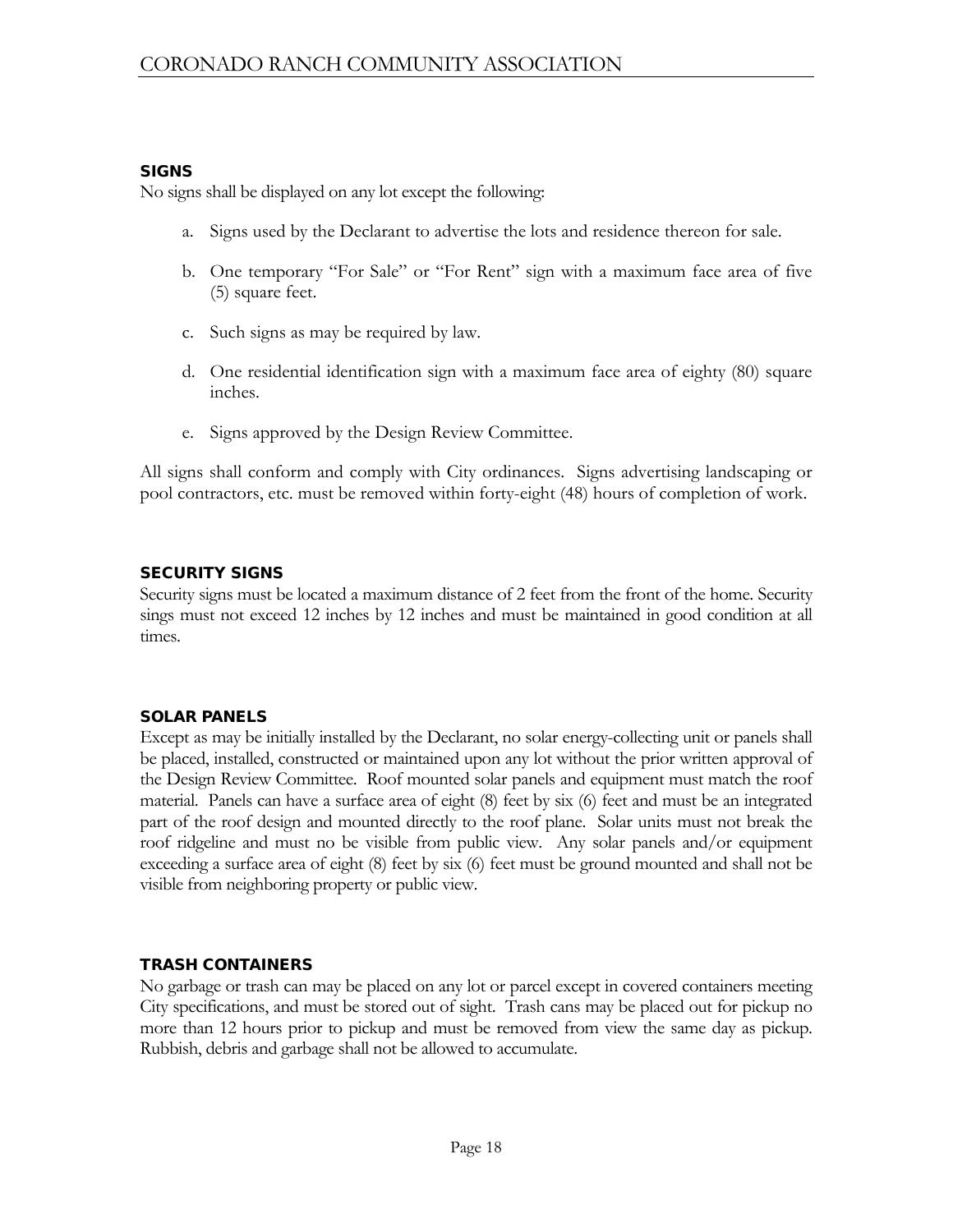## SIGNS

No signs shall be displayed on any lot except the following:

a. Signs used by the Declarant to advertise the lots and residence thereon for sale.

b. One temporary "For Sale" or "For Rent" sign with a maximum face area of five (5) square feet.

c. Such signs as may be required by law.

d. One residential identification sign with a maximum face area of eighty (80) square inches.

e. Signs approved by the Design Review Committee.

All signs shall conform and comply with City ordinances. Signs advertising landscaping or pool contractors, etc. must be removed within forty-eight (48) hours of completion of work.

## SECURITY SIGNS

Security signs must be located a maximum distance of 2 feet from the front of the home. Security sings must not exceed 12 inches by 12 inches and must be maintained in good condition at all times.

## SOLAR PANELS

Except as may be initially installed by the Declarant, no solar energy-collecting unit or panels shall be placed, installed, constructed or maintained upon any lot without the prior written approval of the Design Review Committee. Roof mounted solar panels and equipment must match the roof material. Panels can have a surface area of eight (8) feet by six (6) feet and must be an integrated part of the roof design and mounted directly to the roof plane. Solar units must not break the roof ridgeline and must no be visible from public view. Any solar panels and/or equipment exceeding a surface area of eight (8) feet by six (6) feet must be ground mounted and shall not be visible from neighboring property or public view.

## TRASH CONTAINERS

No garbage or trash can may be placed on any lot or parcel except in covered containers meeting City specifications, and must be stored out of sight. Trash cans may be placed out for pickup no more than 12 hours prior to pickup and must be removed from view the same day as pickup. Rubbish, debris and garbage shall not be allowed to accumulate.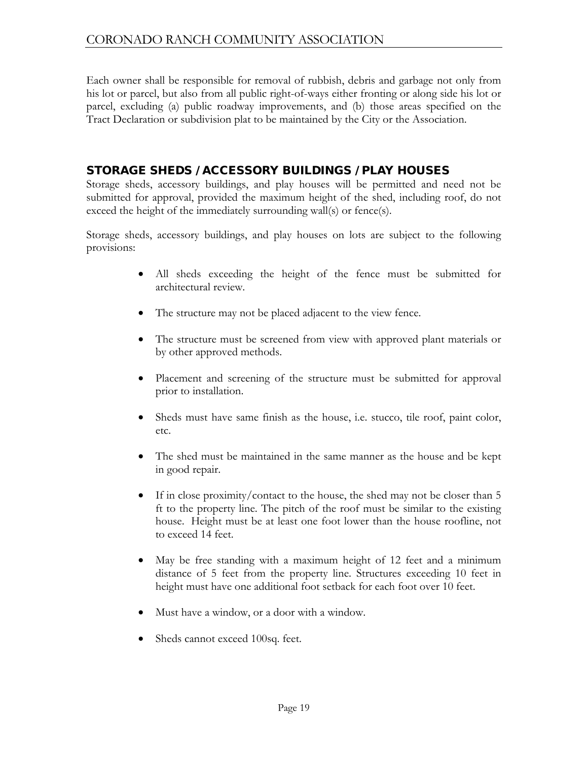Each owner shall be responsible for removal of rubbish, debris and garbage not only from his lot or parcel, but also from all public right-of-ways either fronting or along side his lot or parcel, excluding (a) public roadway improvements, and (b) those areas specified on the Tract Declaration or subdivision plat to be maintained by the City or the Association.

## STORAGE SHEDS / ACCESSORY BUILDINGS / PLAY HOUSES

Storage sheds, accessory buildings, and play houses will be permitted and need not be submitted for approval, provided the maximum height of the shed, including roof, do not exceed the height of the immediately surrounding wall(s) or fence(s).

Storage sheds, accessory buildings, and play houses on lots are subject to the following provisions:

- All sheds exceeding the height of the fence must be submitted for architectural review.
- The structure may not be placed adjacent to the view fence.
- The structure must be screened from view with approved plant materials or by other approved methods.
- Placement and screening of the structure must be submitted for approval prior to installation.
- Sheds must have same finish as the house, i.e. stucco, tile roof, paint color, etc.
- The shed must be maintained in the same manner as the house and be kept in good repair.
- If in close proximity/contact to the house, the shed may not be closer than 5 ft to the property line. The pitch of the roof must be similar to the existing house. Height must be at least one foot lower than the house roofline, not to exceed 14 feet.
- May be free standing with a maximum height of 12 feet and a minimum distance of 5 feet from the property line. Structures exceeding 10 feet in height must have one additional foot setback for each foot over 10 feet.
- Must have a window, or a door with a window.
- Sheds cannot exceed 100sq. feet.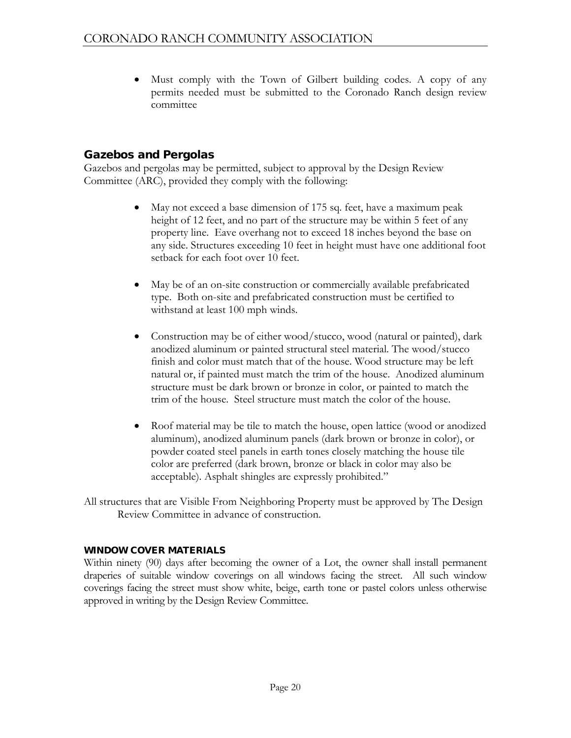- Must comply with the Town of Gilbert building codes. A copy of any permits needed must be submitted to the Coronado Ranch design review committee

## Gazebos and Pergolas

Gazebos and pergolas may be permitted, subject to approval by the Design Review Committee (ARC), provided they comply with the following:

- May not exceed a base dimension of 175 sq. feet, have a maximum peak height of 12 feet, and no part of the structure may be within 5 feet of any property line. Eave overhang not to exceed 18 inches beyond the base on any side. Structures exceeding 10 feet in height must have one additional foot setback for each foot over 10 feet.

- May be of an on-site construction or commercially available prefabricated type. Both on-site and prefabricated construction must be certified to withstand at least 100 mph winds.

- Construction may be of either wood/stucco, wood (natural or painted), dark anodized aluminum or painted structural steel material. The wood/stucco finish and color must match that of the house. Wood structure may be left natural or, if painted must match the trim of the house. Anodized aluminum structure must be dark brown or bronze in color, or painted to match the trim of the house. Steel structure must match the color of the house.

- Roof material may be tile to match the house, open lattice (wood or anodized aluminum), anodized aluminum panels (dark brown or bronze in color), or powder coated steel panels in earth tones closely matching the house tile color are preferred (dark brown, bronze or black in color may also be acceptable). Asphalt shingles are expressly prohibited."

All structures that are Visible From Neighboring Property must be approved by The Design Review Committee in advance of construction.

### WINDOW COVER MATERIALS

Within ninety (90) days after becoming the owner of a Lot, the owner shall install permanent draperies of suitable window coverings on all windows facing the street. All such window coverings facing the street must show white, beige, earth tone or pastel colors unless otherwise approved in writing by the Design Review Committee.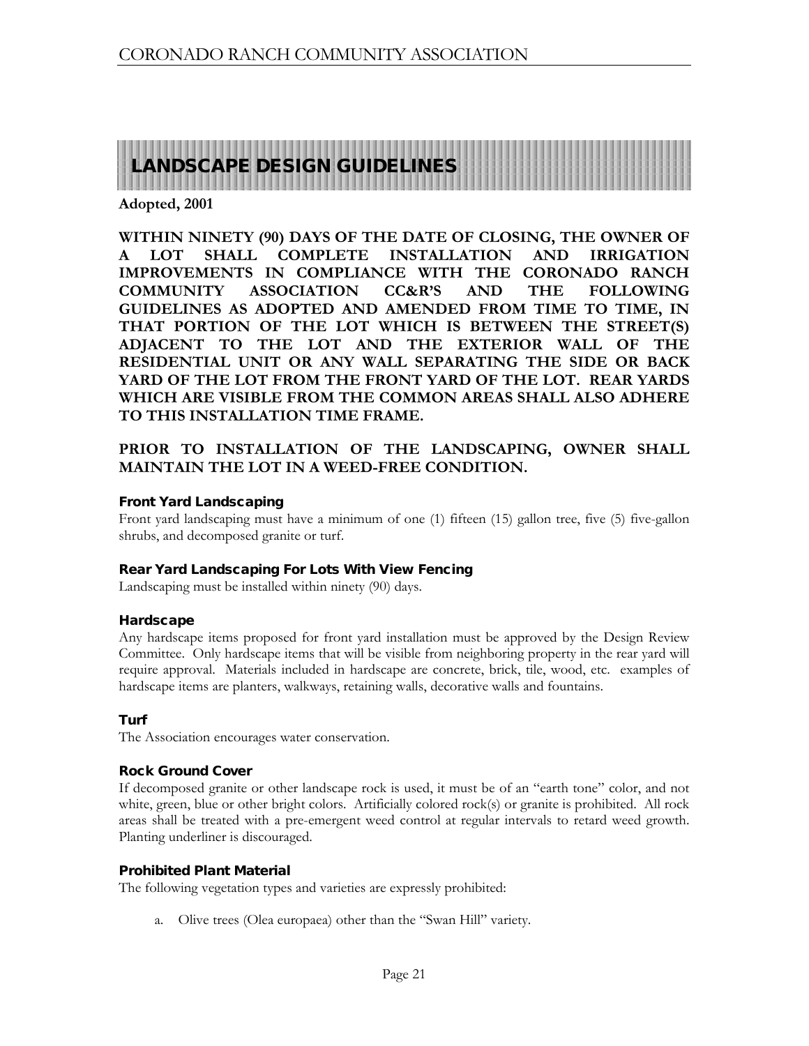# LANDSCAPE DESIGN GUIDELINES

**Adopted, 2001**

**WITHIN NINETY (90) DAYS OF THE DATE OF CLOSING, THE OWNER OF A LOT SHALL COMPLETE INSTALLATION AND IRRIGATION IMPROVEMENTS IN COMPLIANCE WITH THE CORONADO RANCH COMMUNITY ASSOCIATION CC&R'S AND THE FOLLOWING GUIDELINES AS ADOPTED AND AMENDED FROM TIME TO TIME, IN THAT PORTION OF THE LOT WHICH IS BETWEEN THE STREET(S) ADJACENT TO THE LOT AND THE EXTERIOR WALL OF THE RESIDENTIAL UNIT OR ANY WALL SEPARATING THE SIDE OR BACK YARD OF THE LOT FROM THE FRONT YARD OF THE LOT. REAR YARDS WHICH ARE VISIBLE FROM THE COMMON AREAS SHALL ALSO ADHERE TO THIS INSTALLATION TIME FRAME.**

**PRIOR TO INSTALLATION OF THE LANDSCAPING, OWNER SHALL MAINTAIN THE LOT IN A WEED-FREE CONDITION.**

### Front Yard Landscaping

Front yard landscaping must have a minimum of one (1) fifteen (15) gallon tree, five (5) five-gallon shrubs, and decomposed granite or turf.

### Rear Yard Landscaping For Lots With View Fencing

Landscaping must be installed within ninety (90) days.

### Hardscape

Any hardscape items proposed for front yard installation must be approved by the Design Review Committee. Only hardscape items that will be visible from neighboring property in the rear yard will require approval. Materials included in hardscape are concrete, brick, tile, wood, etc. examples of hardscape items are planters, walkways, retaining walls, decorative walls and fountains.

### Turf

The Association encourages water conservation.

### Rock Ground Cover

If decomposed granite or other landscape rock is used, it must be of an "earth tone" color, and not white, green, blue or other bright colors. Artificially colored rock(s) or granite is prohibited. All rock areas shall be treated with a pre-emergent weed control at regular intervals to retard weed growth. Planting underliner is discouraged.

### Prohibited Plant Material

The following vegetation types and varieties are expressly prohibited:

a. Olive trees (Olea europaea) other than the "Swan Hill" variety.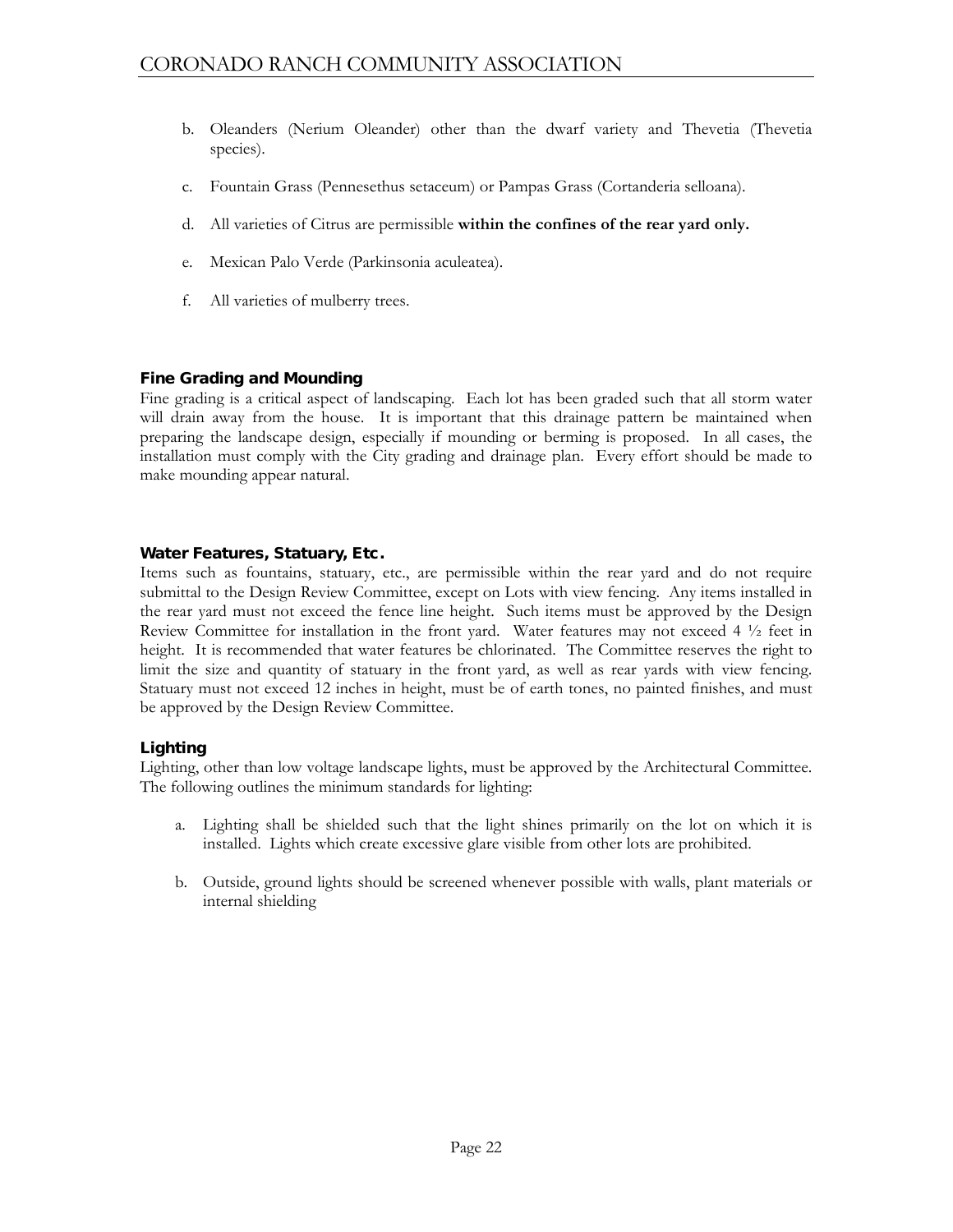b. Oleanders (Nerium Oleander) other than the dwarf variety and Thevetia (Thevetia species).

c. Fountain Grass (Pennesethus setaceum) or Pampas Grass (Cortanderia selloana).

d. All varieties of Citrus are permissible **within the confines of the rear yard only.**

e. Mexican Palo Verde (Parkinsonia aculeatea).

f. All varieties of mulberry trees.

### Fine Grading and Mounding

Fine grading is a critical aspect of landscaping. Each lot has been graded such that all storm water will drain away from the house. It is important that this drainage pattern be maintained when preparing the landscape design, especially if mounding or berming is proposed. In all cases, the installation must comply with the City grading and drainage plan. Every effort should be made to make mounding appear natural.

### Water Features, Statuary, Etc.

Items such as fountains, statuary, etc., are permissible within the rear yard and do not require submittal to the Design Review Committee, except on Lots with view fencing. Any items installed in the rear yard must not exceed the fence line height. Such items must be approved by the Design Review Committee for installation in the front yard. Water features may not exceed 4 ½ feet in height. It is recommended that water features be chlorinated. The Committee reserves the right to limit the size and quantity of statuary in the front yard, as well as rear yards with view fencing. Statuary must not exceed 12 inches in height, must be of earth tones, no painted finishes, and must be approved by the Design Review Committee.

### Lighting

Lighting, other than low voltage landscape lights, must be approved by the Architectural Committee. The following outlines the minimum standards for lighting:

a. Lighting shall be shielded such that the light shines primarily on the lot on which it is installed. Lights which create excessive glare visible from other lots are prohibited.

b. Outside, ground lights should be screened whenever possible with walls, plant materials or internal shielding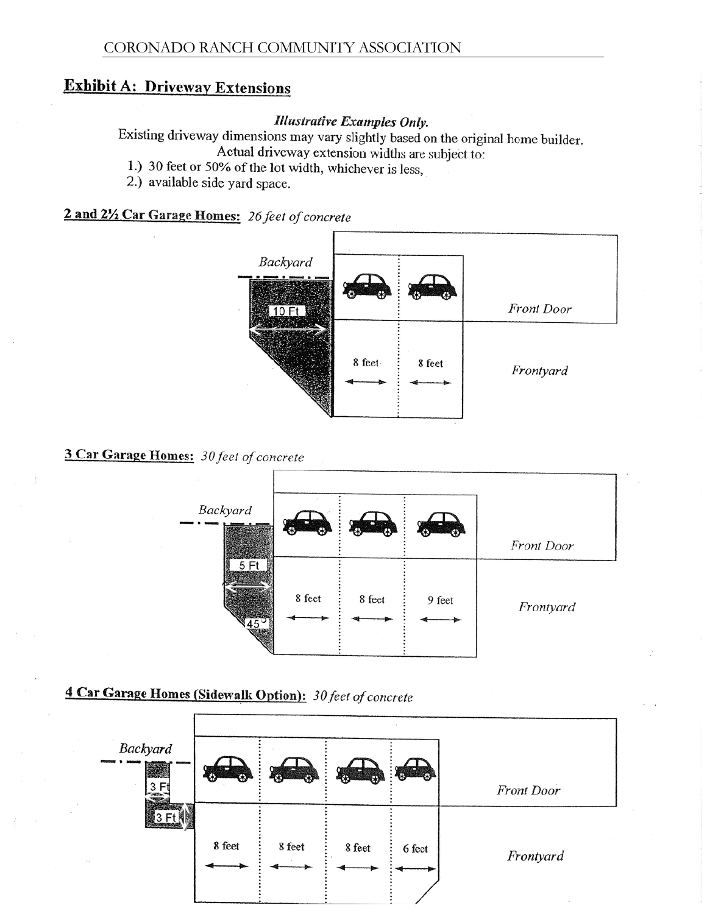## Exhibit A: Driveway Extensions

***Illustrative Examples Only.***

Existing driveway dimensions may vary slightly based on the original home builder.

Actual driveway extension widths are subject to:

1.) 30 feet or 50% of the lot width, whichever is less,

2.) available side yard space.

**2 and 2½ Car Garage Homes:** *26 feet of concrete*

Backyard

10 Ft

8 feet

8 feet

Front Door

Frontyard

**3 Car Garage Homes:** *30 feet of concrete*

Backyard

5 Ft

45°

8 feet

8 feet

9 feet

Front Door

Frontyard

**4 Car Garage Homes (Sidewalk Option):** *30 feet of concrete*

Backyard

3 Ft

3 Ft

8 feet

8 feet

8 feet

6 feet

Front Door

Frontyard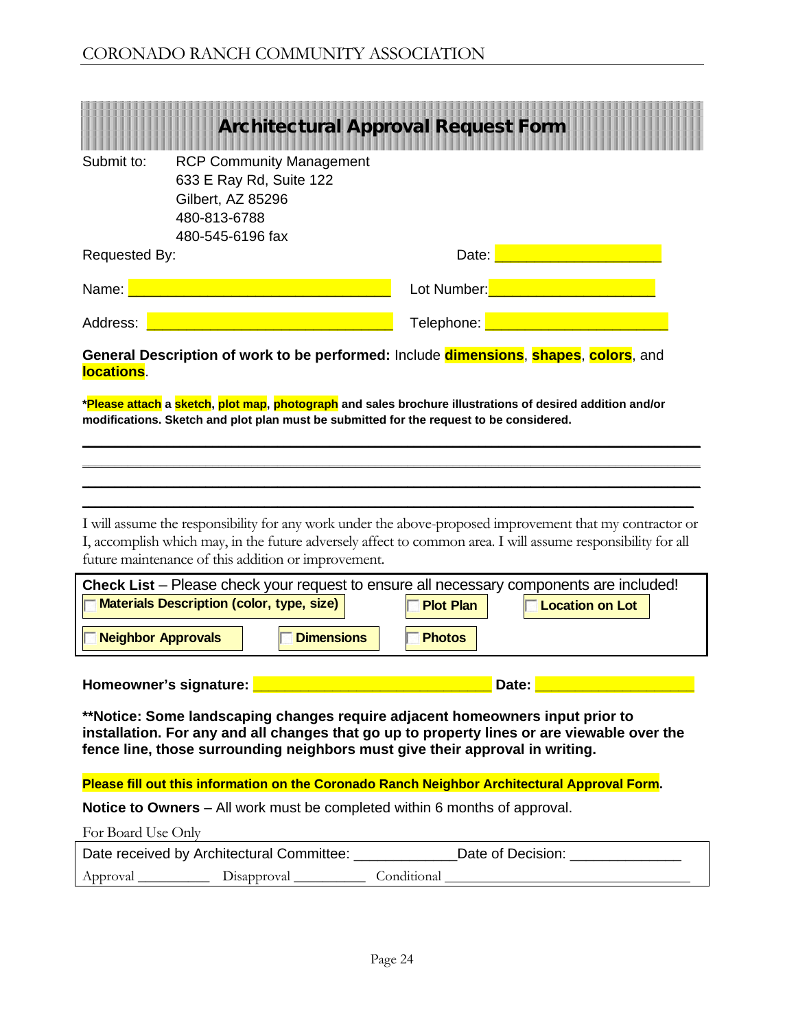CORONADO RANCH COMMUNITY ASSOCIATION

# Architectural Approval Request Form

Submit to: RCP Community Management
633 E Ray Rd, Suite 122
Gilbert, AZ 85296
480-813-6788
480-545-6196 fax

Requested By: Date: ____________________

Name: ________________________________ Lot Number: ____________________

Address: ______________________________ Telephone: ______________________

**General Description of work to be performed:** Include **dimensions**, **shapes**, **colors**, and **locations**.

***Please attach a sketch, plot map, photograph and sales brochure illustrations of desired addition and/or modifications. Sketch and plot plan must be submitted for the request to be considered.**

_____________________________________________________________________________

_____________________________________________________________________________

_____________________________________________________________________________

_____________________________________________________________________________

I will assume the responsibility for any work under the above-proposed improvement that my contractor or I, accomplish which may, in the future adversely affect to common area. I will assume responsibility for all future maintenance of this addition or improvement.

**Check List** – Please check your request to ensure all necessary components are included!

- ☐ **Materials Description (color, type, size)**
- ☐ **Plot Plan**
- ☐ **Location on Lot**
- ☐ **Neighbor Approvals**
- ☐ **Dimensions**
- ☐ **Photos**

**Homeowner's signature:** ______________________________ **Date:** ____________________

****Notice: Some landscaping changes require adjacent homeowners input prior to installation. For any and all changes that go up to property lines or are viewable over the fence line, those surrounding neighbors must give their approval in writing.**

**Please fill out this information on the Coronado Ranch Neighbor Architectural Approval Form.**

**Notice to Owners** – All work must be completed within 6 months of approval.

For Board Use Only

Date received by Architectural Committee: ____________ Date of Decision: ______________

Approval __________ Disapproval __________ Conditional __________________________________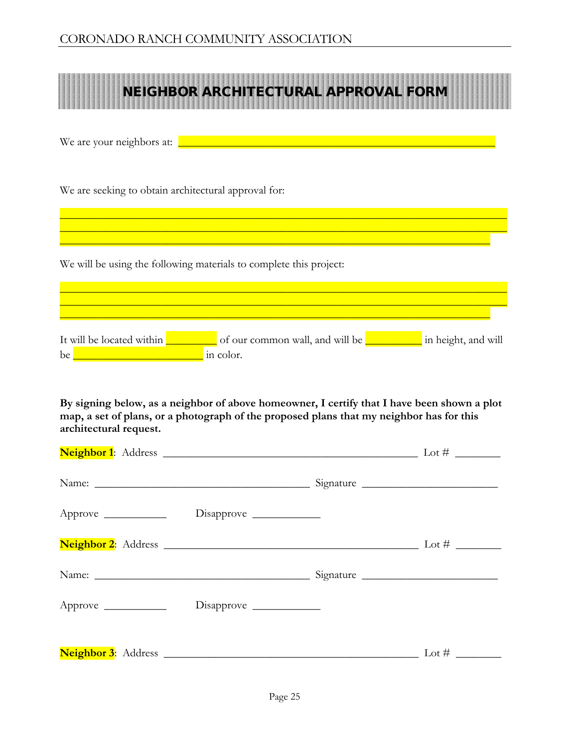# NEIGHBOR ARCHITECTURAL APPROVAL FORM

We are your neighbors at: ______________________________________________________

We are seeking to obtain architectural approval for:

_______________________________________________________________________________
_______________________________________________________________________________
____________________________________________________________________________

We will be using the following materials to complete this project:

_______________________________________________________________________________
_______________________________________________________________________________
____________________________________________________________________________

It will be located within _________ of our common wall, and will be __________ in height, and will be ________________________ in color.

**By signing below, as a neighbor of above homeowner, I certify that I have been shown a plot map, a set of plans, or a photograph of the proposed plans that my neighbor has for this architectural request.**

Neighbor 1: Address _______________________________________________ Lot # ________

Name: _______________________________________ Signature ________________________

Approve ___________ Disapprove ____________

Neighbor 2: Address _______________________________________________ Lot # ________

Name: _______________________________________ Signature ________________________

Approve ___________ Disapprove ____________

Neighbor 3: Address _______________________________________________ Lot # ________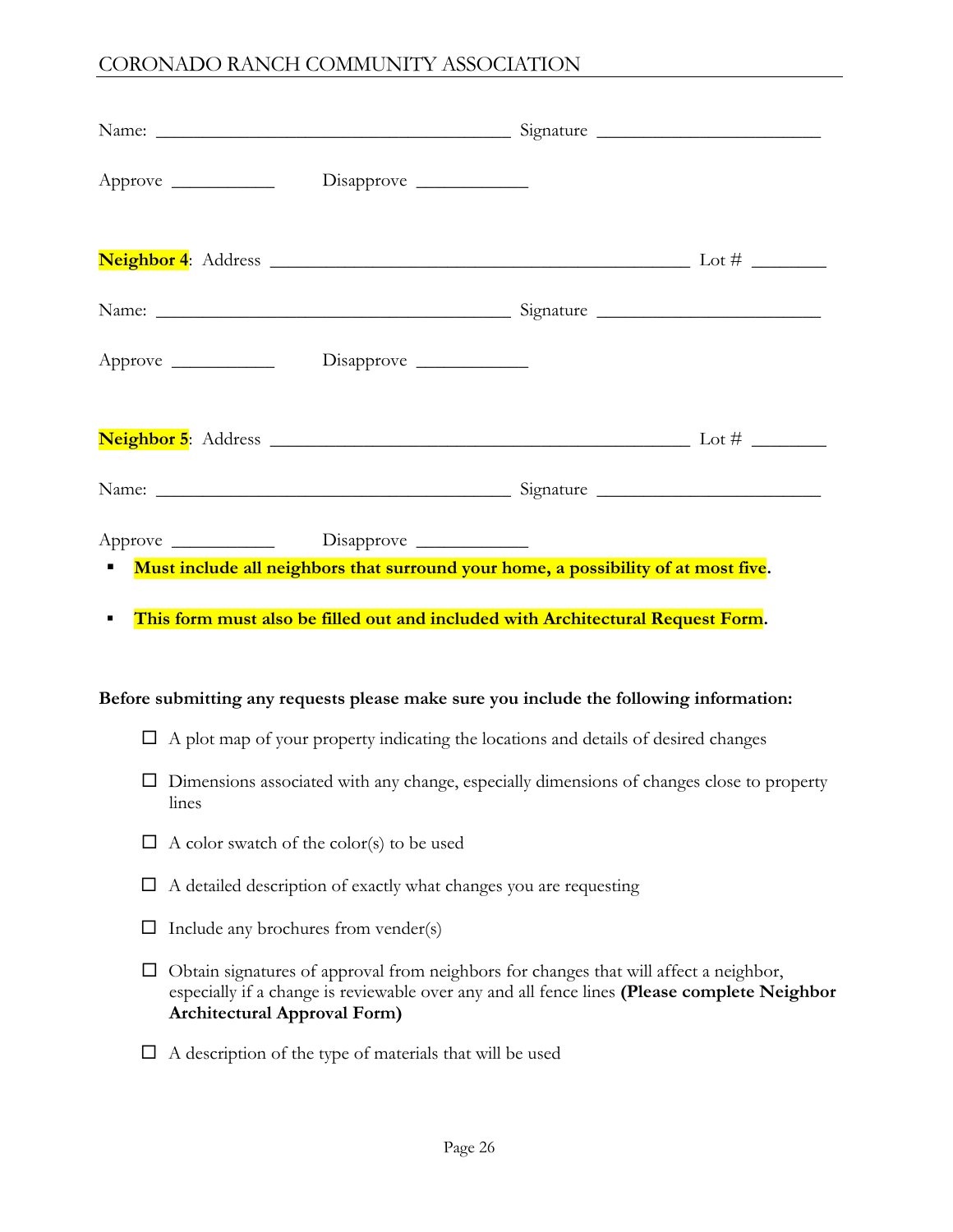Name: ______________________________________ Signature ________________________

Approve ___________ Disapprove ____________

**Neighbor 4**: Address _____________________________________________ Lot # ________

Name: ______________________________________ Signature ________________________

Approve ___________ Disapprove ____________

**Neighbor 5**: Address _____________________________________________ Lot # ________

Name: ______________________________________ Signature ________________________

Approve ___________ Disapprove ____________

- **Must include all neighbors that surround your home, a possibility of at most five.**
- **This form must also be filled out and included with Architectural Request Form.**

**Before submitting any requests please make sure you include the following information:**

- ☐ A plot map of your property indicating the locations and details of desired changes
- ☐ Dimensions associated with any change, especially dimensions of changes close to property lines
- ☐ A color swatch of the color(s) to be used
- ☐ A detailed description of exactly what changes you are requesting
- ☐ Include any brochures from vender(s)
- ☐ Obtain signatures of approval from neighbors for changes that will affect a neighbor, especially if a change is reviewable over any and all fence lines **(Please complete Neighbor Architectural Approval Form)**
- ☐ A description of the type of materials that will be used